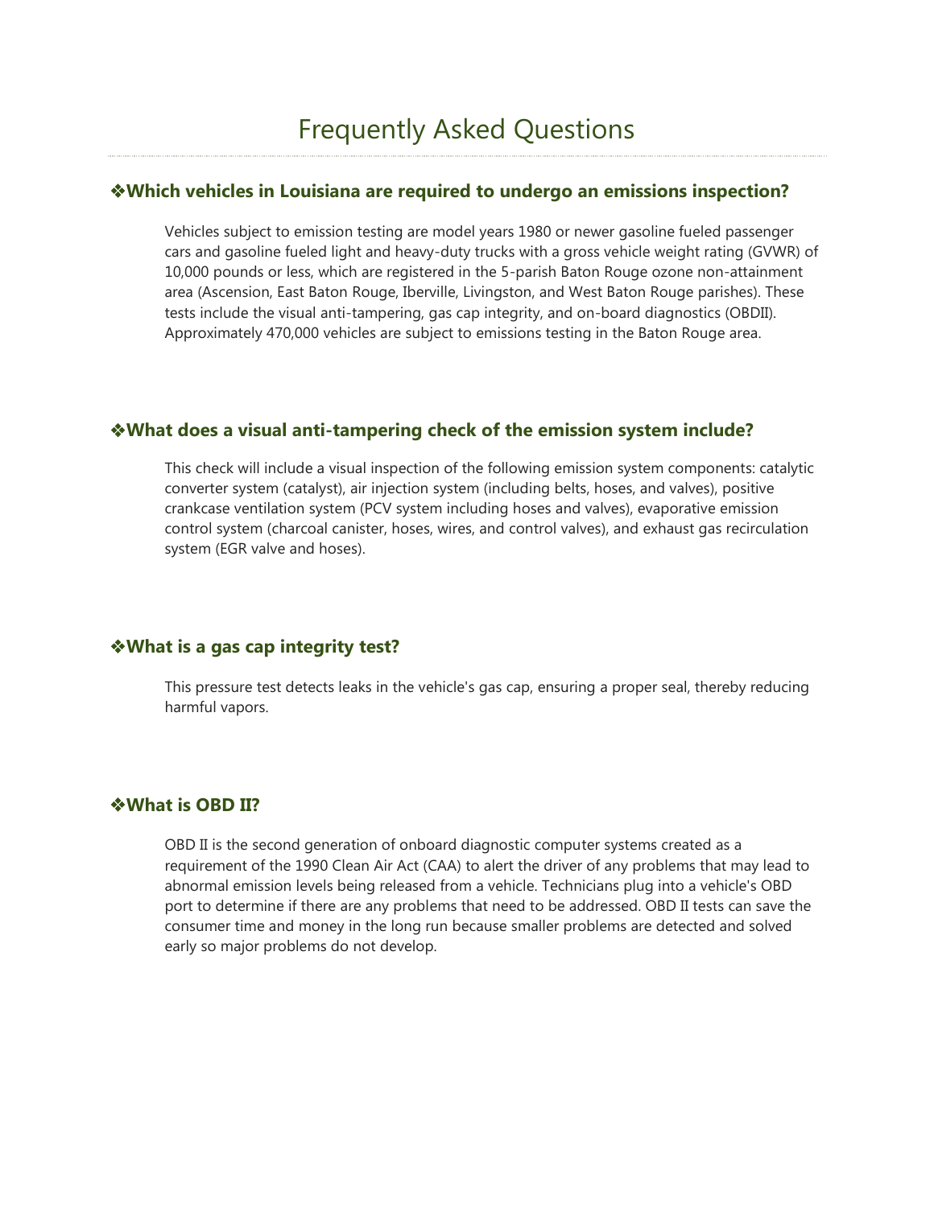# Frequently Asked Questions

## ❖Which vehicles in Louisiana are required to undergo an emissions inspection?

Vehicles subject to emission testing are model years 1980 or newer gasoline fueled passenger cars and gasoline fueled light and heavy-duty trucks with a gross vehicle weight rating (GVWR) of 10,000 pounds or less, which are registered in the 5-parish Baton Rouge ozone non-attainment area (Ascension, East Baton Rouge, Iberville, Livingston, and West Baton Rouge parishes). These tests include the visual anti-tampering, gas cap integrity, and on-board diagnostics (OBDII). Approximately 470,000 vehicles are subject to emissions testing in the Baton Rouge area.

## ❖What does a visual anti-tampering check of the emission system include?

This check will include a visual inspection of the following emission system components: catalytic converter system (catalyst), air injection system (including belts, hoses, and valves), positive crankcase ventilation system (PCV system including hoses and valves), evaporative emission control system (charcoal canister, hoses, wires, and control valves), and exhaust gas recirculation system (EGR valve and hoses).

## ❖What is a gas cap integrity test?

This pressure test detects leaks in the vehicle's gas cap, ensuring a proper seal, thereby reducing harmful vapors.

## ❖What is OBD II?

OBD II is the second generation of onboard diagnostic computer systems created as a requirement of the 1990 Clean Air Act (CAA) to alert the driver of any problems that may lead to abnormal emission levels being released from a vehicle. Technicians plug into a vehicle's OBD port to determine if there are any problems that need to be addressed. OBD II tests can save the consumer time and money in the long run because smaller problems are detected and solved early so major problems do not develop.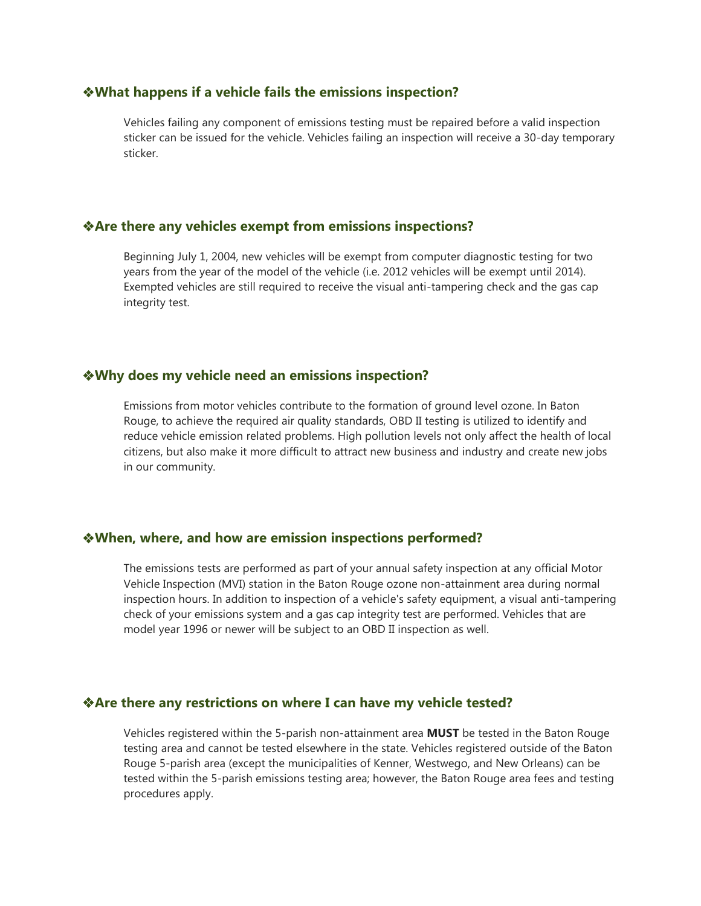### ❖What happens if a vehicle fails the emissions inspection?

Vehicles failing any component of emissions testing must be repaired before a valid inspection sticker can be issued for the vehicle. Vehicles failing an inspection will receive a 30-day temporary sticker.

### ❖Are there any vehicles exempt from emissions inspections?

Beginning July 1, 2004, new vehicles will be exempt from computer diagnostic testing for two years from the year of the model of the vehicle (i.e. 2012 vehicles will be exempt until 2014). Exempted vehicles are still required to receive the visual anti-tampering check and the gas cap integrity test.

### ❖Why does my vehicle need an emissions inspection?

Emissions from motor vehicles contribute to the formation of ground level ozone. In Baton Rouge, to achieve the required air quality standards, OBD II testing is utilized to identify and reduce vehicle emission related problems. High pollution levels not only affect the health of local citizens, but also make it more difficult to attract new business and industry and create new jobs in our community.

### ❖When, where, and how are emission inspections performed?

The emissions tests are performed as part of your annual safety inspection at any official Motor Vehicle Inspection (MVI) station in the Baton Rouge ozone non-attainment area during normal inspection hours. In addition to inspection of a vehicle's safety equipment, a visual anti-tampering check of your emissions system and a gas cap integrity test are performed. Vehicles that are model year 1996 or newer will be subject to an OBD II inspection as well.

### ❖Are there any restrictions on where I can have my vehicle tested?

Vehicles registered within the 5-parish non-attainment area **MUST** be tested in the Baton Rouge testing area and cannot be tested elsewhere in the state. Vehicles registered outside of the Baton Rouge 5-parish area (except the municipalities of Kenner, Westwego, and New Orleans) can be tested within the 5-parish emissions testing area; however, the Baton Rouge area fees and testing procedures apply.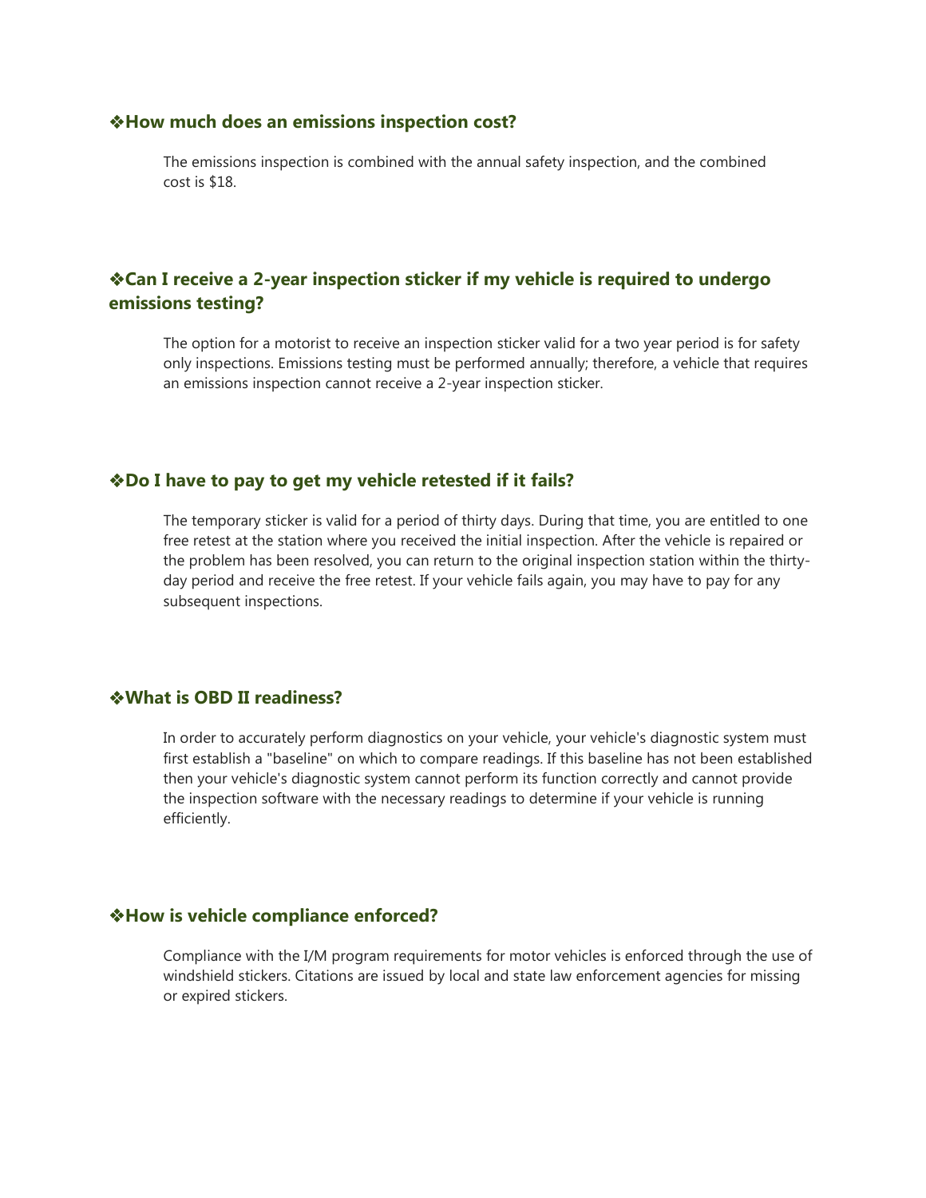### ❖How much does an emissions inspection cost?

The emissions inspection is combined with the annual safety inspection, and the combined cost is $18.

### ❖Can I receive a 2-year inspection sticker if my vehicle is required to undergo emissions testing?

The option for a motorist to receive an inspection sticker valid for a two year period is for safety only inspections. Emissions testing must be performed annually; therefore, a vehicle that requires an emissions inspection cannot receive a 2-year inspection sticker.

### ❖Do I have to pay to get my vehicle retested if it fails?

The temporary sticker is valid for a period of thirty days. During that time, you are entitled to one free retest at the station where you received the initial inspection. After the vehicle is repaired or the problem has been resolved, you can return to the original inspection station within the thirty-day period and receive the free retest. If your vehicle fails again, you may have to pay for any subsequent inspections.

### ❖What is OBD II readiness?

In order to accurately perform diagnostics on your vehicle, your vehicle's diagnostic system must first establish a "baseline" on which to compare readings. If this baseline has not been established then your vehicle's diagnostic system cannot perform its function correctly and cannot provide the inspection software with the necessary readings to determine if your vehicle is running efficiently.

### ❖How is vehicle compliance enforced?

Compliance with the I/M program requirements for motor vehicles is enforced through the use of windshield stickers. Citations are issued by local and state law enforcement agencies for missing or expired stickers.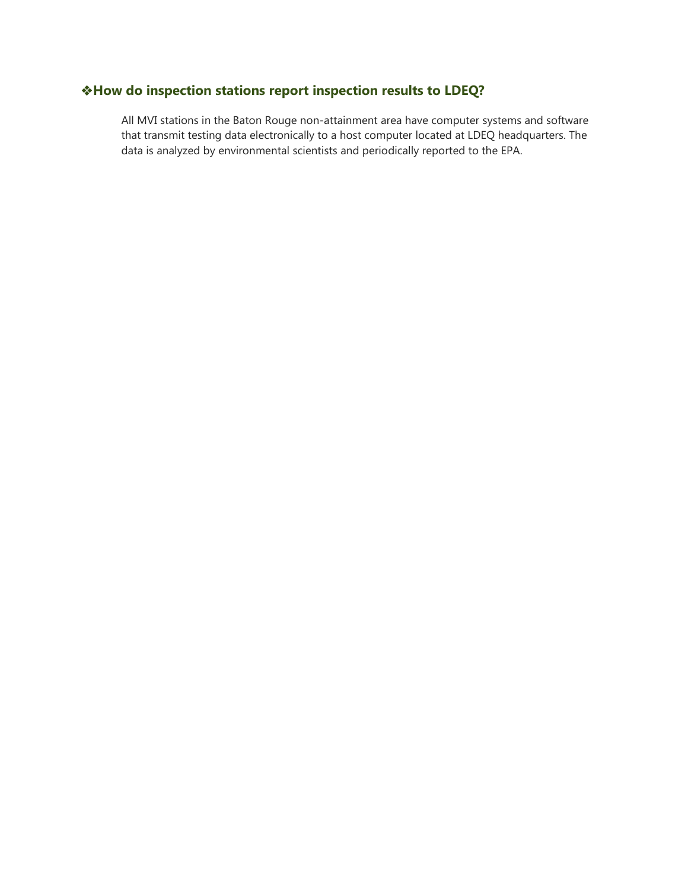## ❖How do inspection stations report inspection results to LDEQ?

All MVI stations in the Baton Rouge non-attainment area have computer systems and software that transmit testing data electronically to a host computer located at LDEQ headquarters. The data is analyzed by environmental scientists and periodically reported to the EPA.